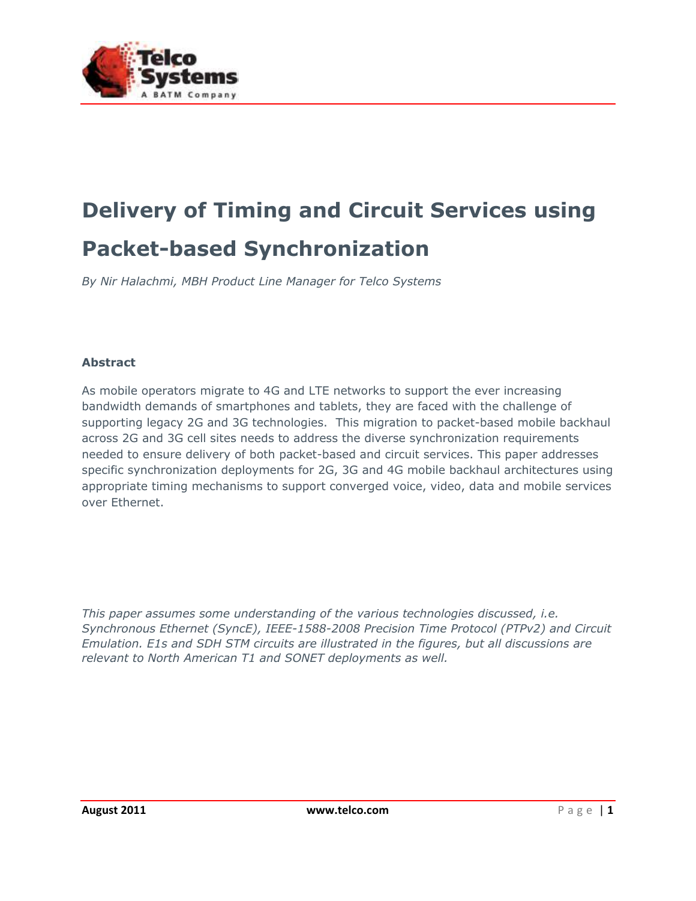# Delivery of Timing and Circuit Services using Packet-based Synchronization

*By Nir Halachmi, MBH Product Line Manager for Telco Systems*

### Abstract

As mobile operators migrate to 4G and LTE networks to support the ever increasing bandwidth demands of smartphones and tablets, they are faced with the challenge of supporting legacy 2G and 3G technologies. This migration to packet-based mobile backhaul across 2G and 3G cell sites needs to address the diverse synchronization requirements needed to ensure delivery of both packet-based and circuit services. This paper addresses specific synchronization deployments for 2G, 3G and 4G mobile backhaul architectures using appropriate timing mechanisms to support converged voice, video, data and mobile services over Ethernet.

*This paper assumes some understanding of the various technologies discussed, i.e. Synchronous Ethernet (SyncE), IEEE-1588-2008 Precision Time Protocol (PTPv2) and Circuit Emulation. E1s and SDH STM circuits are illustrated in the figures, but all discussions are relevant to North American T1 and SONET deployments as well.*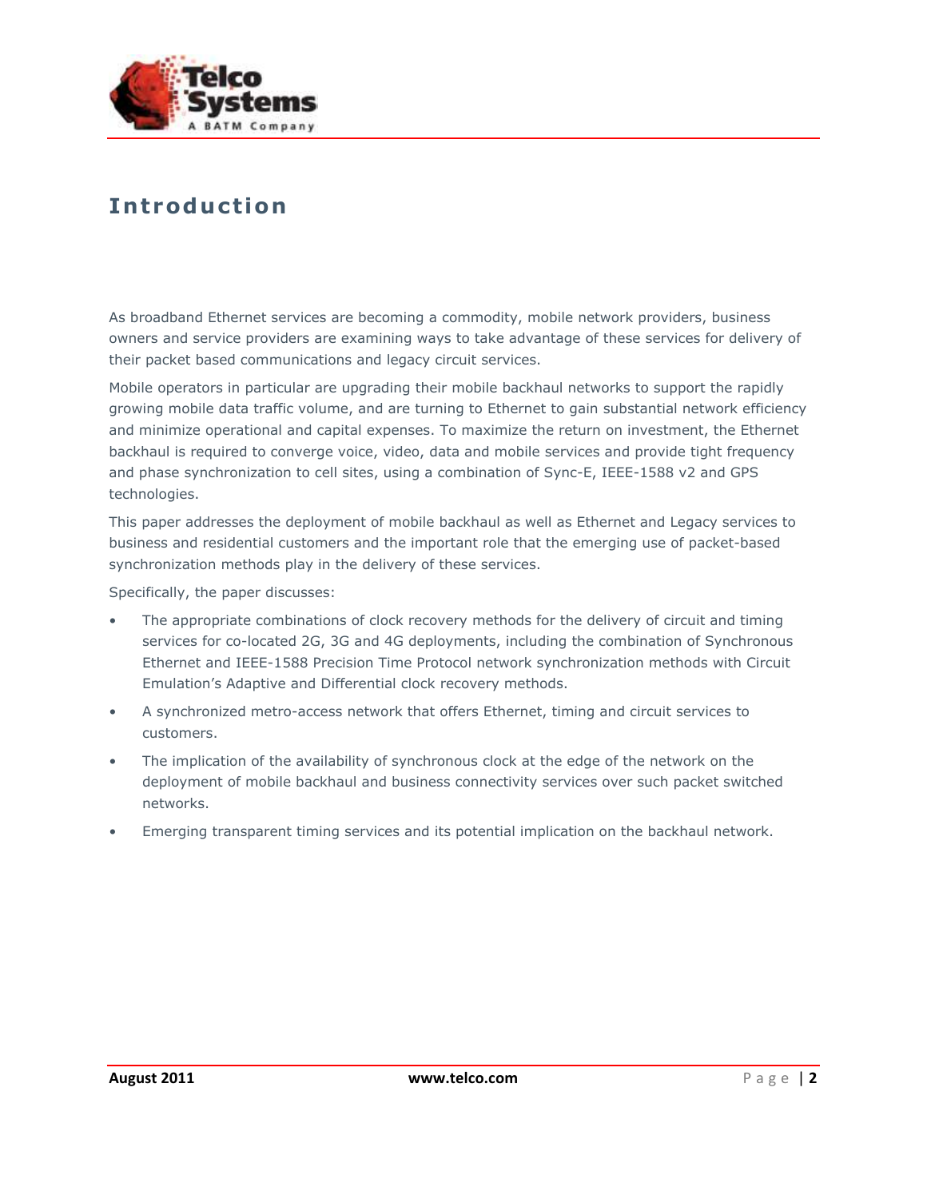# Introduction

As broadband Ethernet services are becoming a commodity, mobile network providers, business owners and service providers are examining ways to take advantage of these services for delivery of their packet based communications and legacy circuit services.

Mobile operators in particular are upgrading their mobile backhaul networks to support the rapidly growing mobile data traffic volume, and are turning to Ethernet to gain substantial network efficiency and minimize operational and capital expenses. To maximize the return on investment, the Ethernet backhaul is required to converge voice, video, data and mobile services and provide tight frequency and phase synchronization to cell sites, using a combination of Sync-E, IEEE-1588 v2 and GPS technologies.

This paper addresses the deployment of mobile backhaul as well as Ethernet and Legacy services to business and residential customers and the important role that the emerging use of packet-based synchronization methods play in the delivery of these services.

Specifically, the paper discusses:

- The appropriate combinations of clock recovery methods for the delivery of circuit and timing services for co-located 2G, 3G and 4G deployments, including the combination of Synchronous Ethernet and IEEE-1588 Precision Time Protocol network synchronization methods with Circuit Emulation's Adaptive and Differential clock recovery methods.
- A synchronized metro-access network that offers Ethernet, timing and circuit services to customers.
- The implication of the availability of synchronous clock at the edge of the network on the deployment of mobile backhaul and business connectivity services over such packet switched networks.
- Emerging transparent timing services and its potential implication on the backhaul network.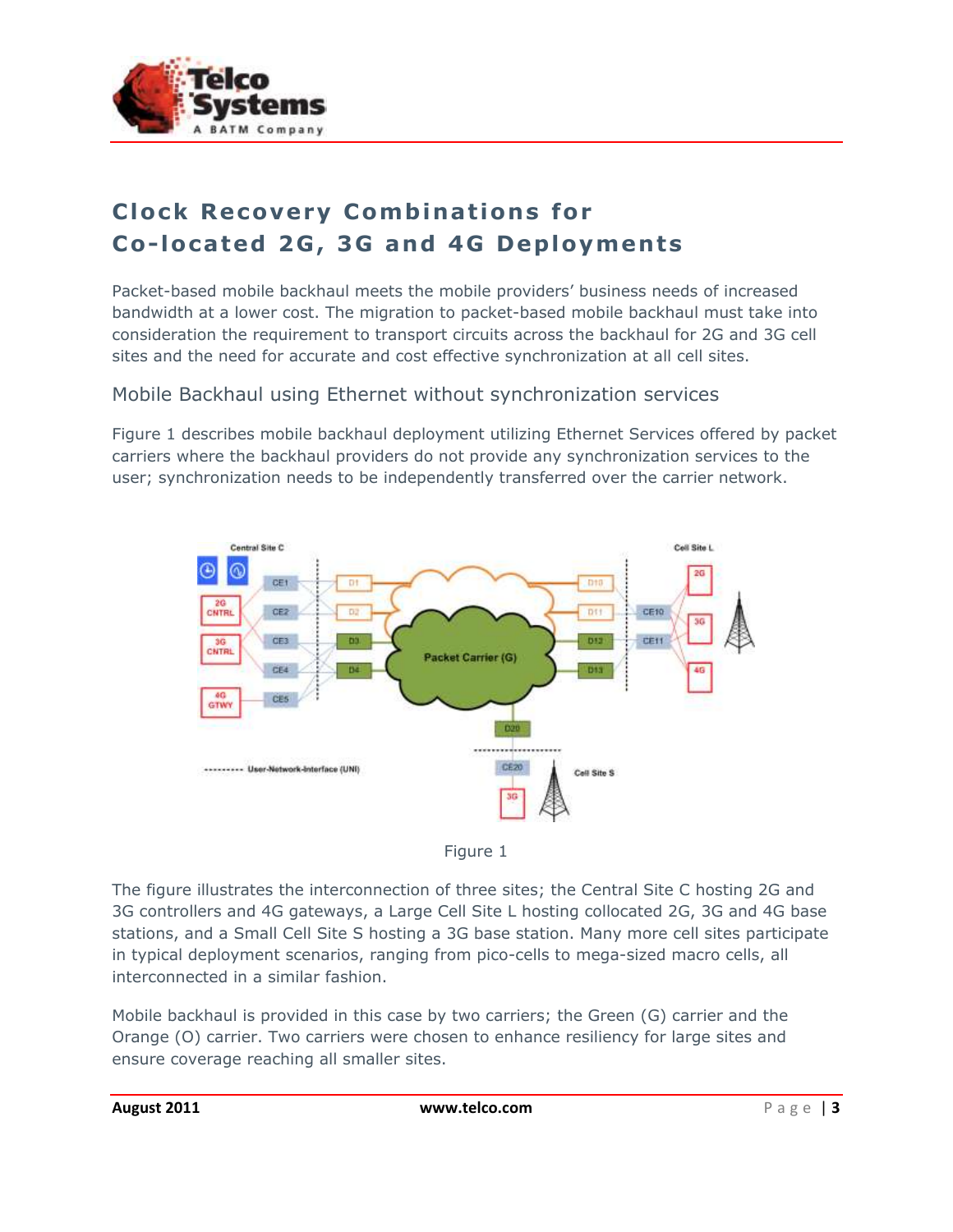# Clock Recovery Combinations for Co-located 2G, 3G and 4G Deployments

Packet-based mobile backhaul meets the mobile providers' business needs of increased bandwidth at a lower cost. The migration to packet-based mobile backhaul must take into consideration the requirement to transport circuits across the backhaul for 2G and 3G cell sites and the need for accurate and cost effective synchronization at all cell sites.

## Mobile Backhaul using Ethernet without synchronization services

Figure 1 describes mobile backhaul deployment utilizing Ethernet Services offered by packet carriers where the backhaul providers do not provide any synchronization services to the user; synchronization needs to be independently transferred over the carrier network.

Figure 1

The figure illustrates the interconnection of three sites; the Central Site C hosting 2G and 3G controllers and 4G gateways, a Large Cell Site L hosting collocated 2G, 3G and 4G base stations, and a Small Cell Site S hosting a 3G base station. Many more cell sites participate in typical deployment scenarios, ranging from pico-cells to mega-sized macro cells, all interconnected in a similar fashion.

Mobile backhaul is provided in this case by two carriers; the Green (G) carrier and the Orange (O) carrier. Two carriers were chosen to enhance resiliency for large sites and ensure coverage reaching all smaller sites.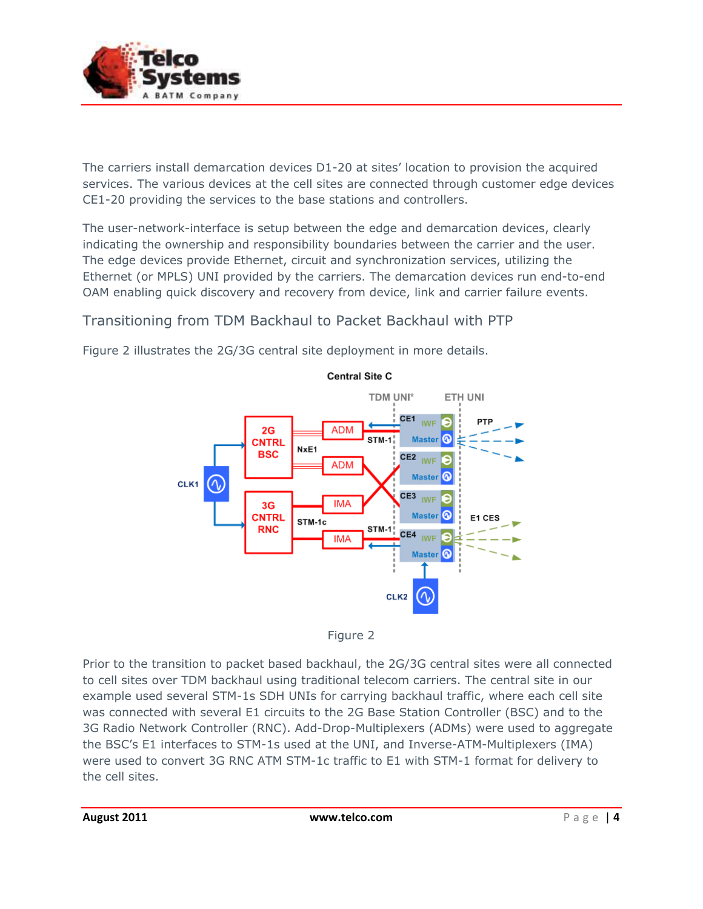The carriers install demarcation devices D1-20 at sites' location to provision the acquired services. The various devices at the cell sites are connected through customer edge devices CE1-20 providing the services to the base stations and controllers.

The user-network-interface is setup between the edge and demarcation devices, clearly indicating the ownership and responsibility boundaries between the carrier and the user. The edge devices provide Ethernet, circuit and synchronization services, utilizing the Ethernet (or MPLS) UNI provided by the carriers. The demarcation devices run end-to-end OAM enabling quick discovery and recovery from device, link and carrier failure events.

## Transitioning from TDM Backhaul to Packet Backhaul with PTP

Figure 2 illustrates the 2G/3G central site deployment in more details.

Figure 2

Prior to the transition to packet based backhaul, the 2G/3G central sites were all connected to cell sites over TDM backhaul using traditional telecom carriers. The central site in our example used several STM-1s SDH UNIs for carrying backhaul traffic, where each cell site was connected with several E1 circuits to the 2G Base Station Controller (BSC) and to the 3G Radio Network Controller (RNC). Add-Drop-Multiplexers (ADMs) were used to aggregate the BSC's E1 interfaces to STM-1s used at the UNI, and Inverse-ATM-Multiplexers (IMA) were used to convert 3G RNC ATM STM-1c traffic to E1 with STM-1 format for delivery to the cell sites.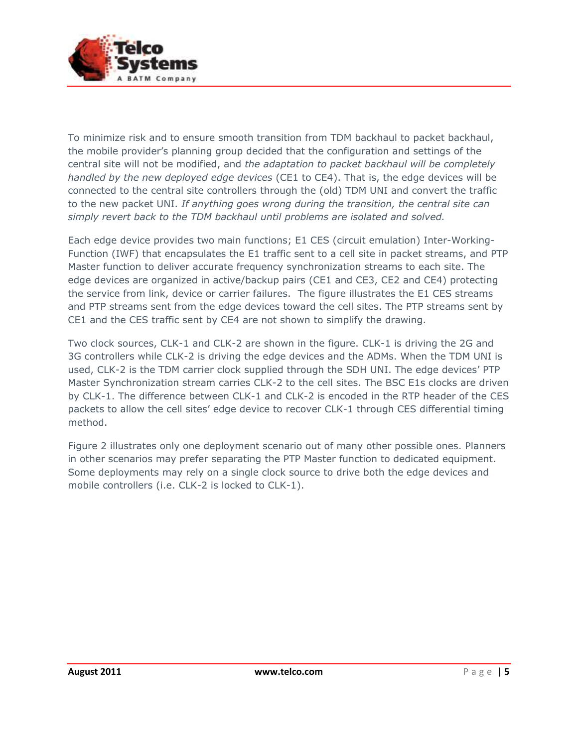To minimize risk and to ensure smooth transition from TDM backhaul to packet backhaul, the mobile provider's planning group decided that the configuration and settings of the central site will not be modified, and *the adaptation to packet backhaul will be completely handled by the new deployed edge devices* (CE1 to CE4). That is, the edge devices will be connected to the central site controllers through the (old) TDM UNI and convert the traffic to the new packet UNI. *If anything goes wrong during the transition, the central site can simply revert back to the TDM backhaul until problems are isolated and solved.*

Each edge device provides two main functions; E1 CES (circuit emulation) Inter-Working-Function (IWF) that encapsulates the E1 traffic sent to a cell site in packet streams, and PTP Master function to deliver accurate frequency synchronization streams to each site. The edge devices are organized in active/backup pairs (CE1 and CE3, CE2 and CE4) protecting the service from link, device or carrier failures. The figure illustrates the E1 CES streams and PTP streams sent from the edge devices toward the cell sites. The PTP streams sent by CE1 and the CES traffic sent by CE4 are not shown to simplify the drawing.

Two clock sources, CLK-1 and CLK-2 are shown in the figure. CLK-1 is driving the 2G and 3G controllers while CLK-2 is driving the edge devices and the ADMs. When the TDM UNI is used, CLK-2 is the TDM carrier clock supplied through the SDH UNI. The edge devices' PTP Master Synchronization stream carries CLK-2 to the cell sites. The BSC E1s clocks are driven by CLK-1. The difference between CLK-1 and CLK-2 is encoded in the RTP header of the CES packets to allow the cell sites' edge device to recover CLK-1 through CES differential timing method.

Figure 2 illustrates only one deployment scenario out of many other possible ones. Planners in other scenarios may prefer separating the PTP Master function to dedicated equipment. Some deployments may rely on a single clock source to drive both the edge devices and mobile controllers (i.e. CLK-2 is locked to CLK-1).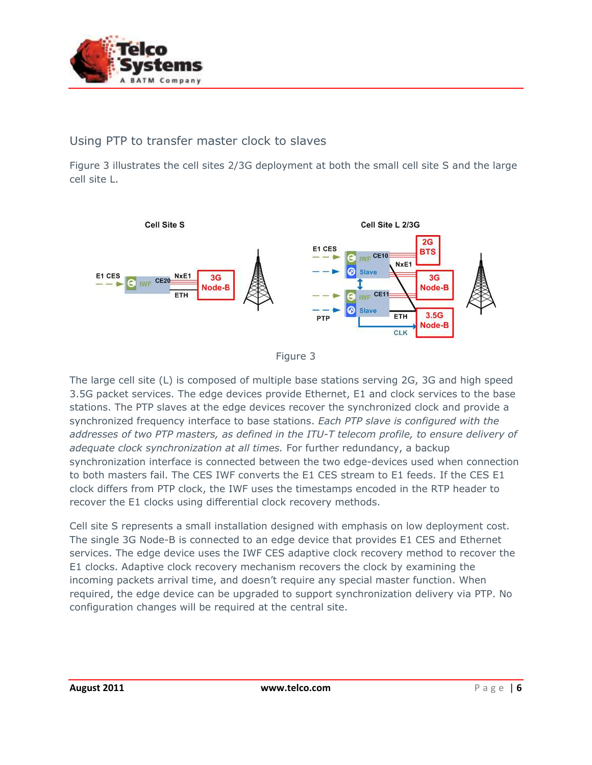## Using PTP to transfer master clock to slaves

Figure 3 illustrates the cell sites 2/3G deployment at both the small cell site S and the large cell site L.

Figure 3

The large cell site (L) is composed of multiple base stations serving 2G, 3G and high speed 3.5G packet services. The edge devices provide Ethernet, E1 and clock services to the base stations. The PTP slaves at the edge devices recover the synchronized clock and provide a synchronized frequency interface to base stations. *Each PTP slave is configured with the addresses of two PTP masters, as defined in the ITU-T telecom profile, to ensure delivery of adequate clock synchronization at all times.* For further redundancy, a backup synchronization interface is connected between the two edge-devices used when connection to both masters fail. The CES IWF converts the E1 CES stream to E1 feeds. If the CES E1 clock differs from PTP clock, the IWF uses the timestamps encoded in the RTP header to recover the E1 clocks using differential clock recovery methods.

Cell site S represents a small installation designed with emphasis on low deployment cost. The single 3G Node-B is connected to an edge device that provides E1 CES and Ethernet services. The edge device uses the IWF CES adaptive clock recovery method to recover the E1 clocks. Adaptive clock recovery mechanism recovers the clock by examining the incoming packets arrival time, and doesn't require any special master function. When required, the edge device can be upgraded to support synchronization delivery via PTP. No configuration changes will be required at the central site.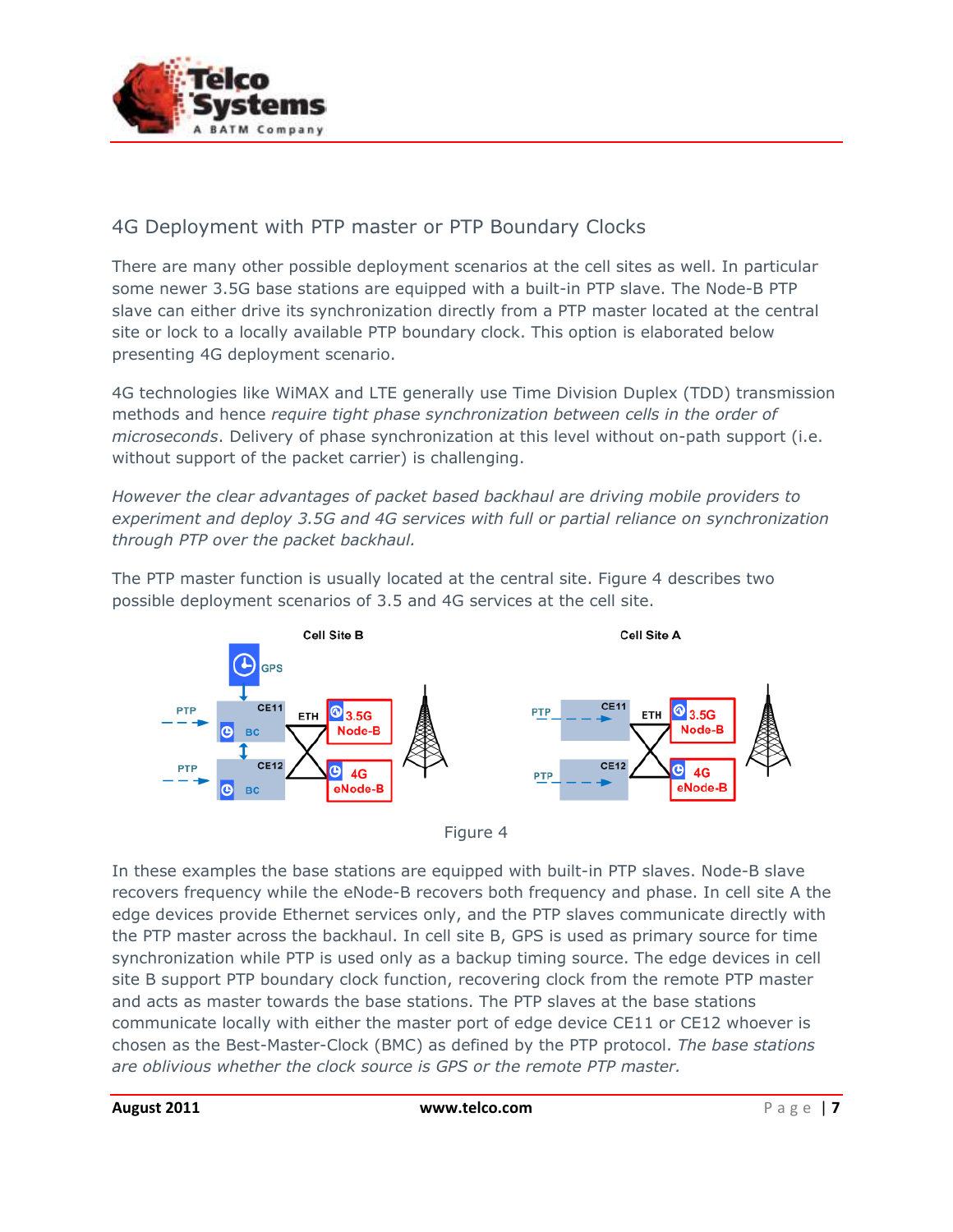## 4G Deployment with PTP master or PTP Boundary Clocks

There are many other possible deployment scenarios at the cell sites as well. In particular some newer 3.5G base stations are equipped with a built-in PTP slave. The Node-B PTP slave can either drive its synchronization directly from a PTP master located at the central site or lock to a locally available PTP boundary clock. This option is elaborated below presenting 4G deployment scenario.

4G technologies like WiMAX and LTE generally use Time Division Duplex (TDD) transmission methods and hence *require tight phase synchronization between cells in the order of microseconds*. Delivery of phase synchronization at this level without on-path support (i.e. without support of the packet carrier) is challenging.

*However the clear advantages of packet based backhaul are driving mobile providers to experiment and deploy 3.5G and 4G services with full or partial reliance on synchronization through PTP over the packet backhaul.*

The PTP master function is usually located at the central site. Figure 4 describes two possible deployment scenarios of 3.5 and 4G services at the cell site.

Figure 4

In these examples the base stations are equipped with built-in PTP slaves. Node-B slave recovers frequency while the eNode-B recovers both frequency and phase. In cell site A the edge devices provide Ethernet services only, and the PTP slaves communicate directly with the PTP master across the backhaul. In cell site B, GPS is used as primary source for time synchronization while PTP is used only as a backup timing source. The edge devices in cell site B support PTP boundary clock function, recovering clock from the remote PTP master and acts as master towards the base stations. The PTP slaves at the base stations communicate locally with either the master port of edge device CE11 or CE12 whoever is chosen as the Best-Master-Clock (BMC) as defined by the PTP protocol. *The base stations are oblivious whether the clock source is GPS or the remote PTP master.*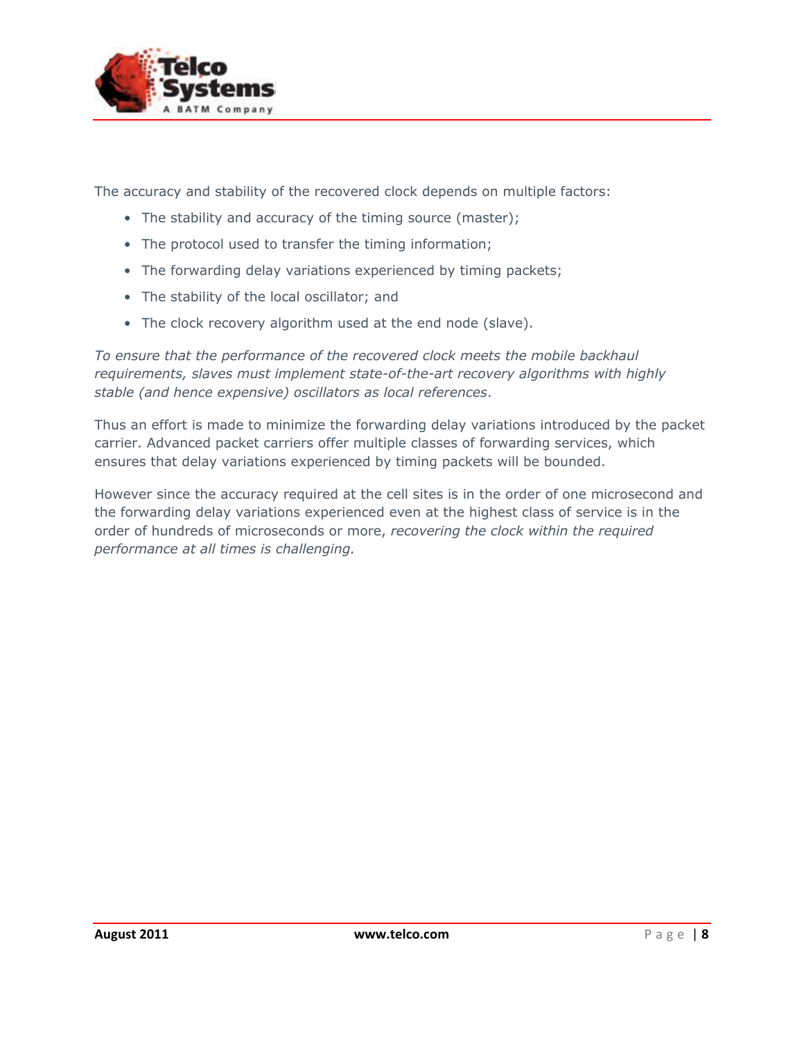The accuracy and stability of the recovered clock depends on multiple factors:

- The stability and accuracy of the timing source (master);
- The protocol used to transfer the timing information;
- The forwarding delay variations experienced by timing packets;
- The stability of the local oscillator; and
- The clock recovery algorithm used at the end node (slave).

*To ensure that the performance of the recovered clock meets the mobile backhaul requirements, slaves must implement state-of-the-art recovery algorithms with highly stable (and hence expensive) oscillators as local references*.

Thus an effort is made to minimize the forwarding delay variations introduced by the packet carrier. Advanced packet carriers offer multiple classes of forwarding services, which ensures that delay variations experienced by timing packets will be bounded.

However since the accuracy required at the cell sites is in the order of one microsecond and the forwarding delay variations experienced even at the highest class of service is in the order of hundreds of microseconds or more, *recovering the clock within the required performance at all times is challenging.*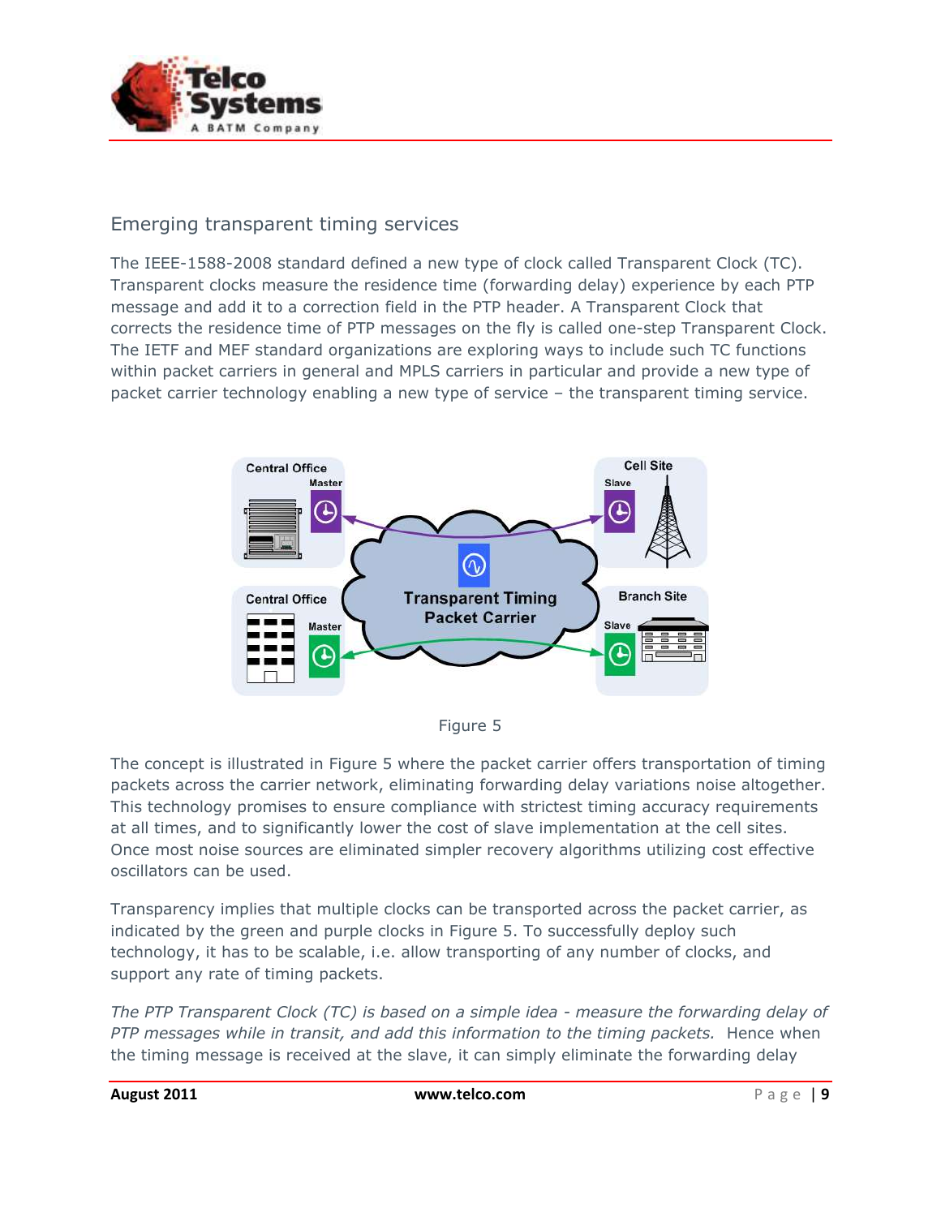## Emerging transparent timing services

The IEEE-1588-2008 standard defined a new type of clock called Transparent Clock (TC). Transparent clocks measure the residence time (forwarding delay) experience by each PTP message and add it to a correction field in the PTP header. A Transparent Clock that corrects the residence time of PTP messages on the fly is called one-step Transparent Clock. The IETF and MEF standard organizations are exploring ways to include such TC functions within packet carriers in general and MPLS carriers in particular and provide a new type of packet carrier technology enabling a new type of service – the transparent timing service.

Figure 5

The concept is illustrated in Figure 5 where the packet carrier offers transportation of timing packets across the carrier network, eliminating forwarding delay variations noise altogether. This technology promises to ensure compliance with strictest timing accuracy requirements at all times, and to significantly lower the cost of slave implementation at the cell sites. Once most noise sources are eliminated simpler recovery algorithms utilizing cost effective oscillators can be used.

Transparency implies that multiple clocks can be transported across the packet carrier, as indicated by the green and purple clocks in Figure 5. To successfully deploy such technology, it has to be scalable, i.e. allow transporting of any number of clocks, and support any rate of timing packets.

*The PTP Transparent Clock (TC) is based on a simple idea - measure the forwarding delay of PTP messages while in transit, and add this information to the timing packets.* Hence when the timing message is received at the slave, it can simply eliminate the forwarding delay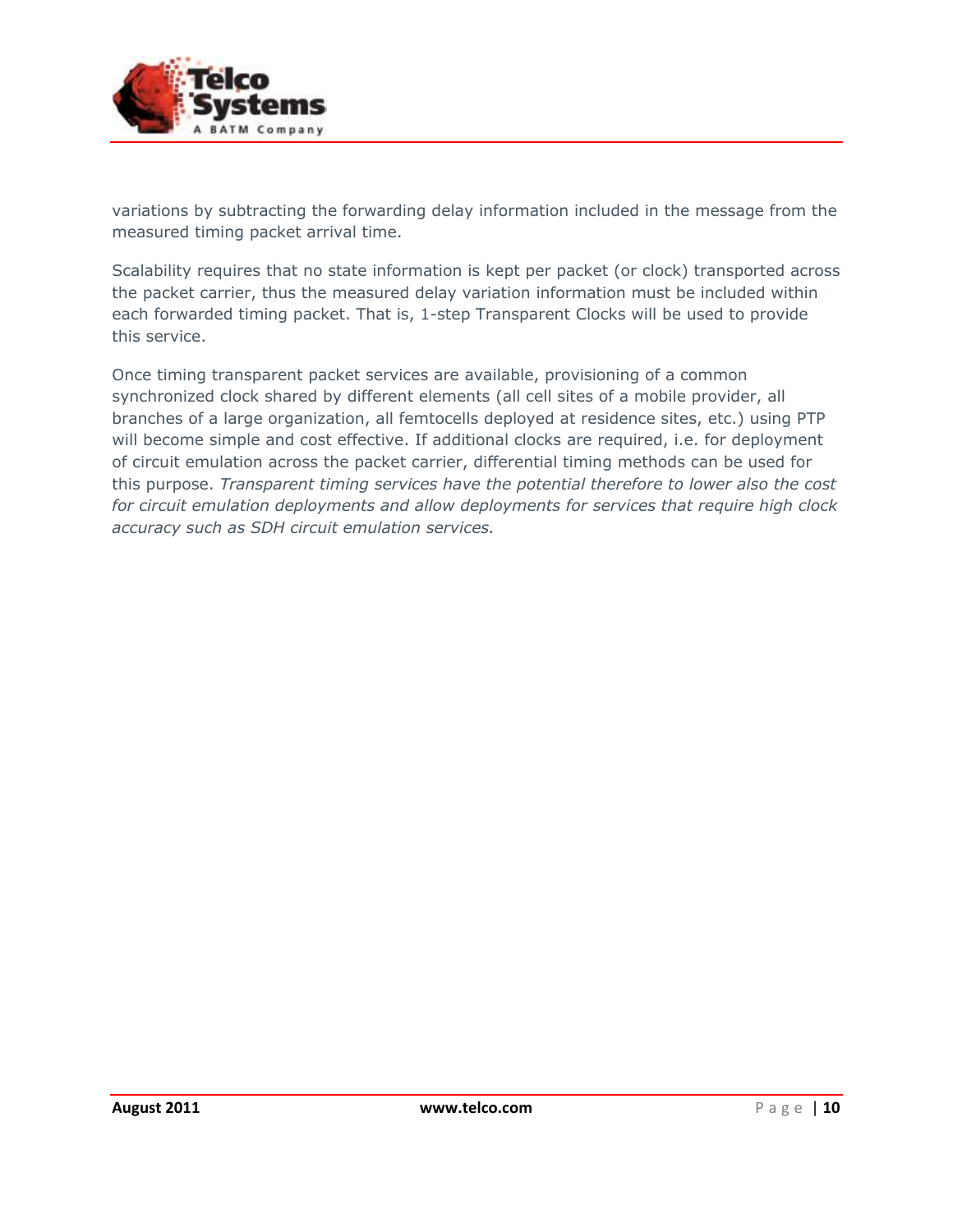variations by subtracting the forwarding delay information included in the message from the measured timing packet arrival time.

Scalability requires that no state information is kept per packet (or clock) transported across the packet carrier, thus the measured delay variation information must be included within each forwarded timing packet. That is, 1-step Transparent Clocks will be used to provide this service.

Once timing transparent packet services are available, provisioning of a common synchronized clock shared by different elements (all cell sites of a mobile provider, all branches of a large organization, all femtocells deployed at residence sites, etc.) using PTP will become simple and cost effective. If additional clocks are required, i.e. for deployment of circuit emulation across the packet carrier, differential timing methods can be used for this purpose. *Transparent timing services have the potential therefore to lower also the cost for circuit emulation deployments and allow deployments for services that require high clock accuracy such as SDH circuit emulation services.*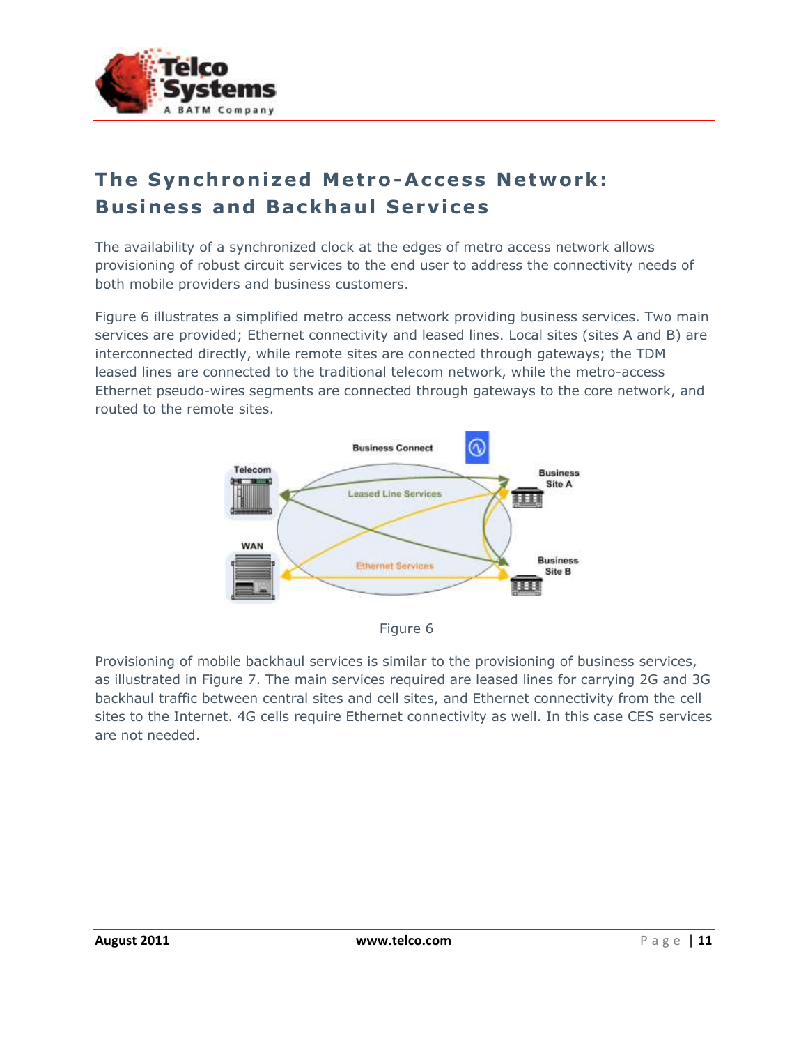# The Synchronized Metro-Access Network: Business and Backhaul Services

The availability of a synchronized clock at the edges of metro access network allows provisioning of robust circuit services to the end user to address the connectivity needs of both mobile providers and business customers.

Figure 6 illustrates a simplified metro access network providing business services. Two main services are provided; Ethernet connectivity and leased lines. Local sites (sites A and B) are interconnected directly, while remote sites are connected through gateways; the TDM leased lines are connected to the traditional telecom network, while the metro-access Ethernet pseudo-wires segments are connected through gateways to the core network, and routed to the remote sites.

Figure 6

Provisioning of mobile backhaul services is similar to the provisioning of business services, as illustrated in Figure 7. The main services required are leased lines for carrying 2G and 3G backhaul traffic between central sites and cell sites, and Ethernet connectivity from the cell sites to the Internet. 4G cells require Ethernet connectivity as well. In this case CES services are not needed.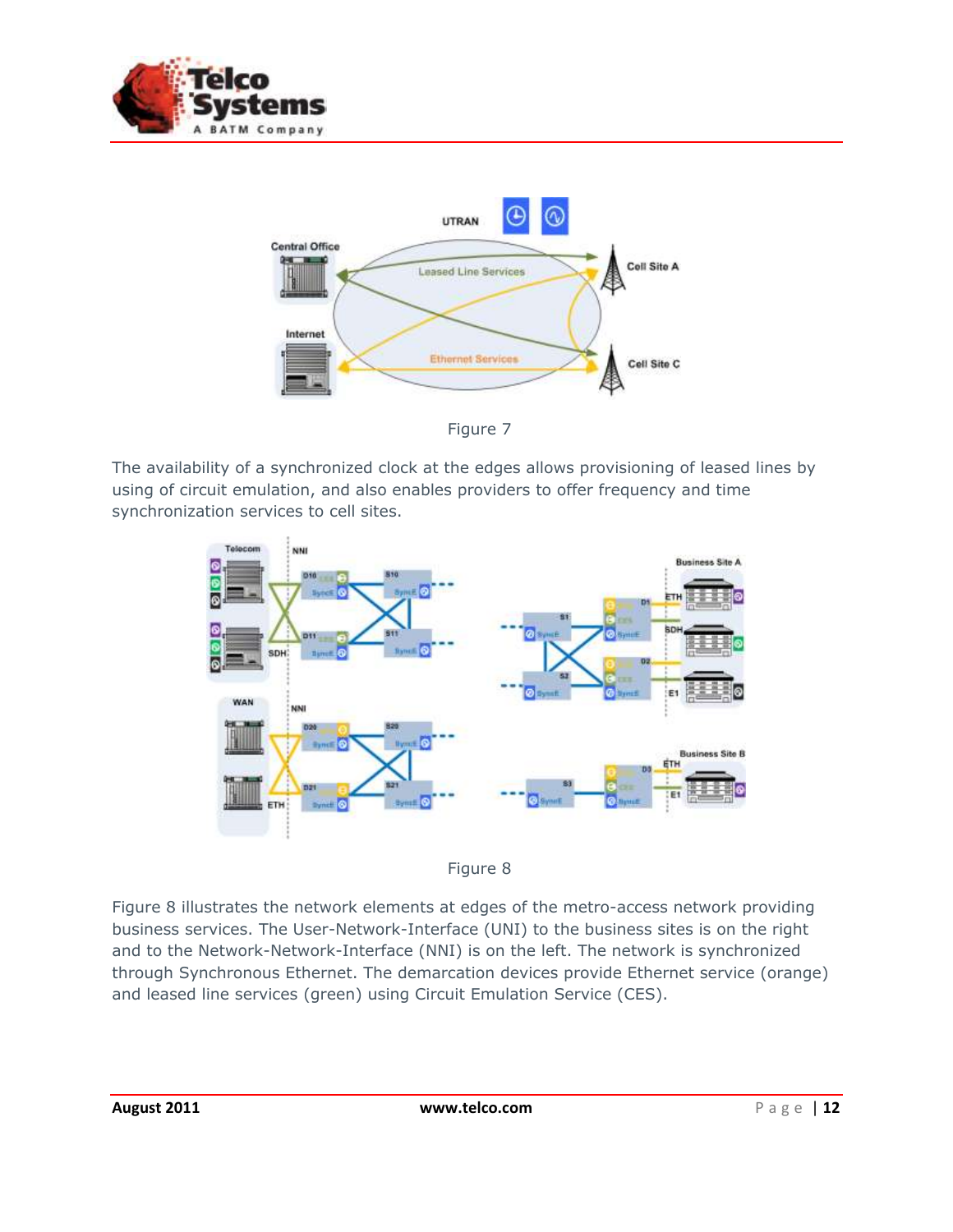Figure 7

The availability of a synchronized clock at the edges allows provisioning of leased lines by using of circuit emulation, and also enables providers to offer frequency and time synchronization services to cell sites.

Figure 8

Figure 8 illustrates the network elements at edges of the metro-access network providing business services. The User-Network-Interface (UNI) to the business sites is on the right and to the Network-Network-Interface (NNI) is on the left. The network is synchronized through Synchronous Ethernet. The demarcation devices provide Ethernet service (orange) and leased line services (green) using Circuit Emulation Service (CES).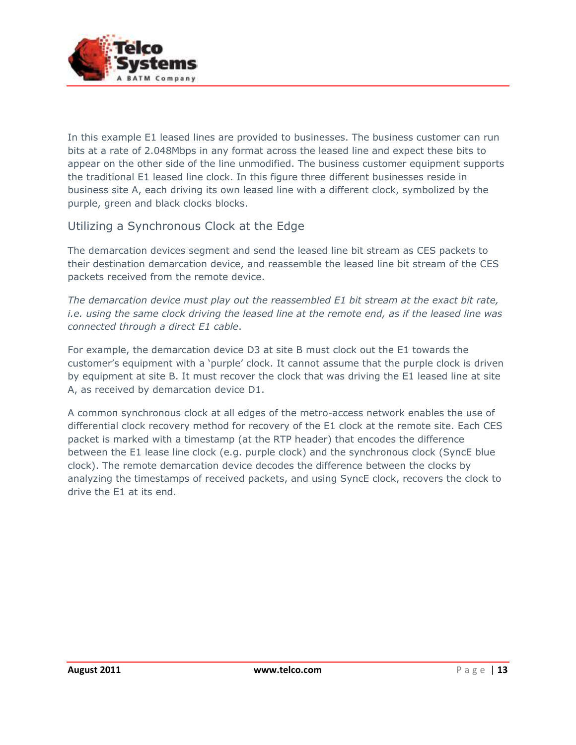In this example E1 leased lines are provided to businesses. The business customer can run bits at a rate of 2.048Mbps in any format across the leased line and expect these bits to appear on the other side of the line unmodified. The business customer equipment supports the traditional E1 leased line clock. In this figure three different businesses reside in business site A, each driving its own leased line with a different clock, symbolized by the purple, green and black clocks blocks.

## Utilizing a Synchronous Clock at the Edge

The demarcation devices segment and send the leased line bit stream as CES packets to their destination demarcation device, and reassemble the leased line bit stream of the CES packets received from the remote device.

*The demarcation device must play out the reassembled E1 bit stream at the exact bit rate, i.e. using the same clock driving the leased line at the remote end, as if the leased line was connected through a direct E1 cable*.

For example, the demarcation device D3 at site B must clock out the E1 towards the customer's equipment with a 'purple' clock. It cannot assume that the purple clock is driven by equipment at site B. It must recover the clock that was driving the E1 leased line at site A, as received by demarcation device D1.

A common synchronous clock at all edges of the metro-access network enables the use of differential clock recovery method for recovery of the E1 clock at the remote site. Each CES packet is marked with a timestamp (at the RTP header) that encodes the difference between the E1 lease line clock (e.g. purple clock) and the synchronous clock (SyncE blue clock). The remote demarcation device decodes the difference between the clocks by analyzing the timestamps of received packets, and using SyncE clock, recovers the clock to drive the E1 at its end.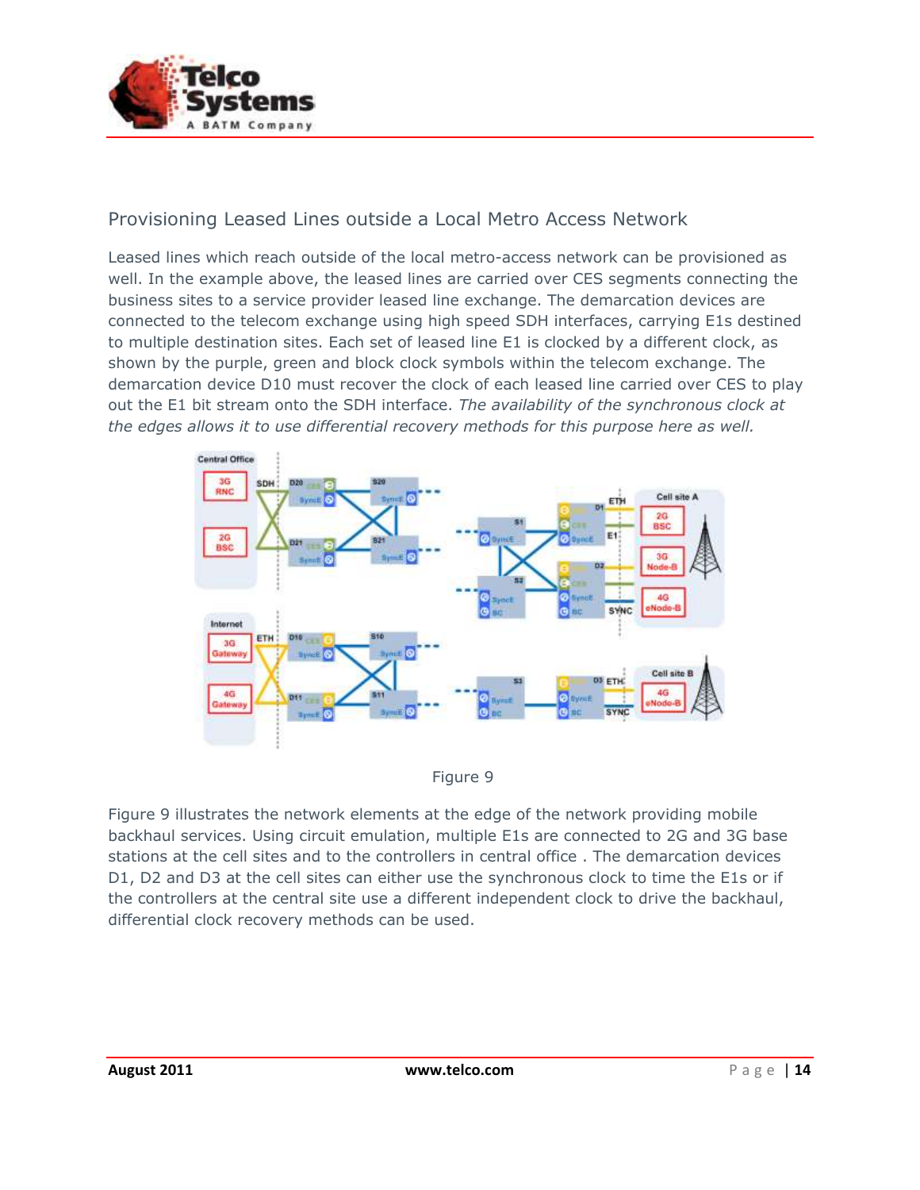## Provisioning Leased Lines outside a Local Metro Access Network

Leased lines which reach outside of the local metro-access network can be provisioned as well. In the example above, the leased lines are carried over CES segments connecting the business sites to a service provider leased line exchange. The demarcation devices are connected to the telecom exchange using high speed SDH interfaces, carrying E1s destined to multiple destination sites. Each set of leased line E1 is clocked by a different clock, as shown by the purple, green and block clock symbols within the telecom exchange. The demarcation device D10 must recover the clock of each leased line carried over CES to play out the E1 bit stream onto the SDH interface. *The availability of the synchronous clock at the edges allows it to use differential recovery methods for this purpose here as well.*

Figure 9

Figure 9 illustrates the network elements at the edge of the network providing mobile backhaul services. Using circuit emulation, multiple E1s are connected to 2G and 3G base stations at the cell sites and to the controllers in central office . The demarcation devices D1, D2 and D3 at the cell sites can either use the synchronous clock to time the E1s or if the controllers at the central site use a different independent clock to drive the backhaul, differential clock recovery methods can be used.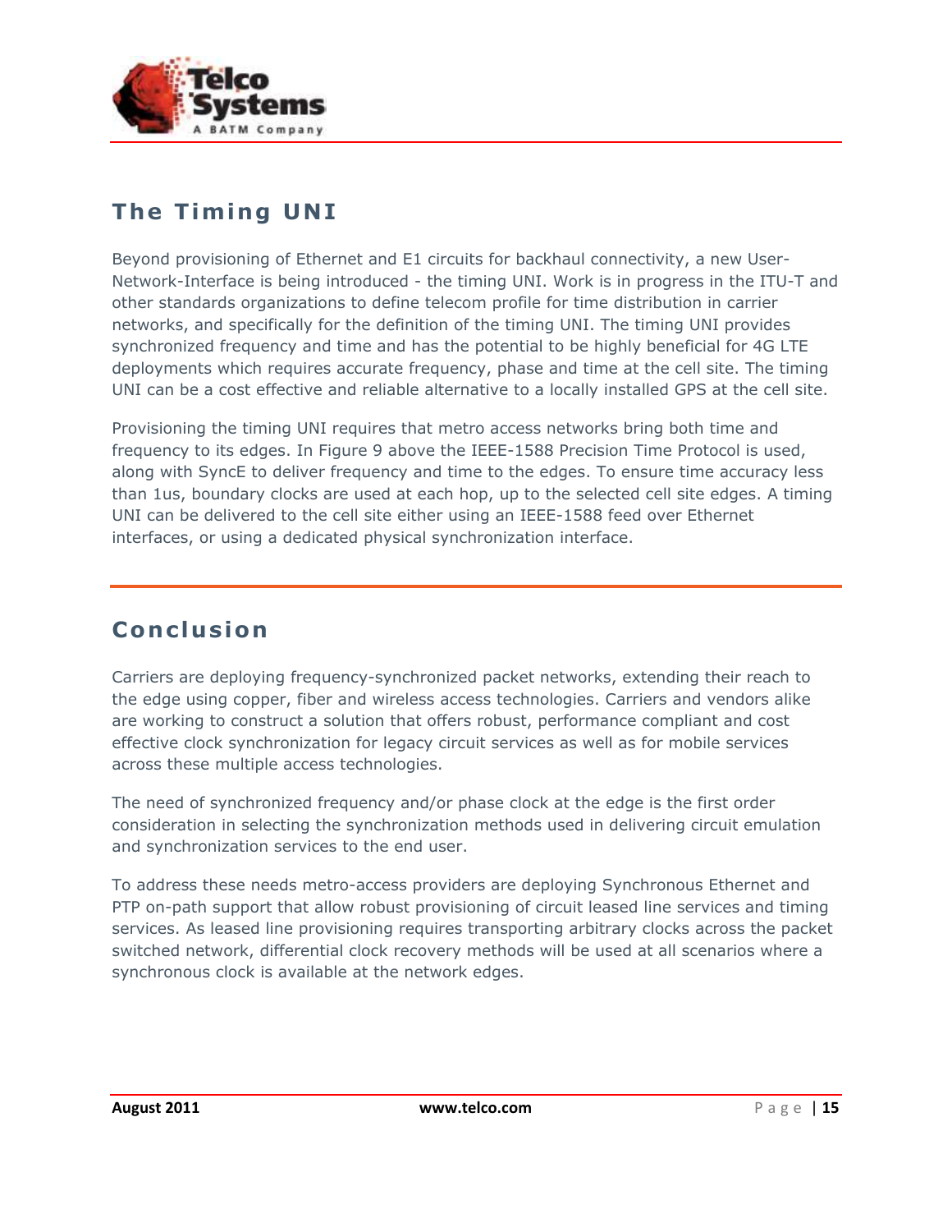## The Timing UNI

Beyond provisioning of Ethernet and E1 circuits for backhaul connectivity, a new User-Network-Interface is being introduced - the timing UNI. Work is in progress in the ITU-T and other standards organizations to define telecom profile for time distribution in carrier networks, and specifically for the definition of the timing UNI. The timing UNI provides synchronized frequency and time and has the potential to be highly beneficial for 4G LTE deployments which requires accurate frequency, phase and time at the cell site. The timing UNI can be a cost effective and reliable alternative to a locally installed GPS at the cell site.

Provisioning the timing UNI requires that metro access networks bring both time and frequency to its edges. In Figure 9 above the IEEE-1588 Precision Time Protocol is used, along with SyncE to deliver frequency and time to the edges. To ensure time accuracy less than 1us, boundary clocks are used at each hop, up to the selected cell site edges. A timing UNI can be delivered to the cell site either using an IEEE-1588 feed over Ethernet interfaces, or using a dedicated physical synchronization interface.

## Conclusion

Carriers are deploying frequency-synchronized packet networks, extending their reach to the edge using copper, fiber and wireless access technologies. Carriers and vendors alike are working to construct a solution that offers robust, performance compliant and cost effective clock synchronization for legacy circuit services as well as for mobile services across these multiple access technologies.

The need of synchronized frequency and/or phase clock at the edge is the first order consideration in selecting the synchronization methods used in delivering circuit emulation and synchronization services to the end user.

To address these needs metro-access providers are deploying Synchronous Ethernet and PTP on-path support that allow robust provisioning of circuit leased line services and timing services. As leased line provisioning requires transporting arbitrary clocks across the packet switched network, differential clock recovery methods will be used at all scenarios where a synchronous clock is available at the network edges.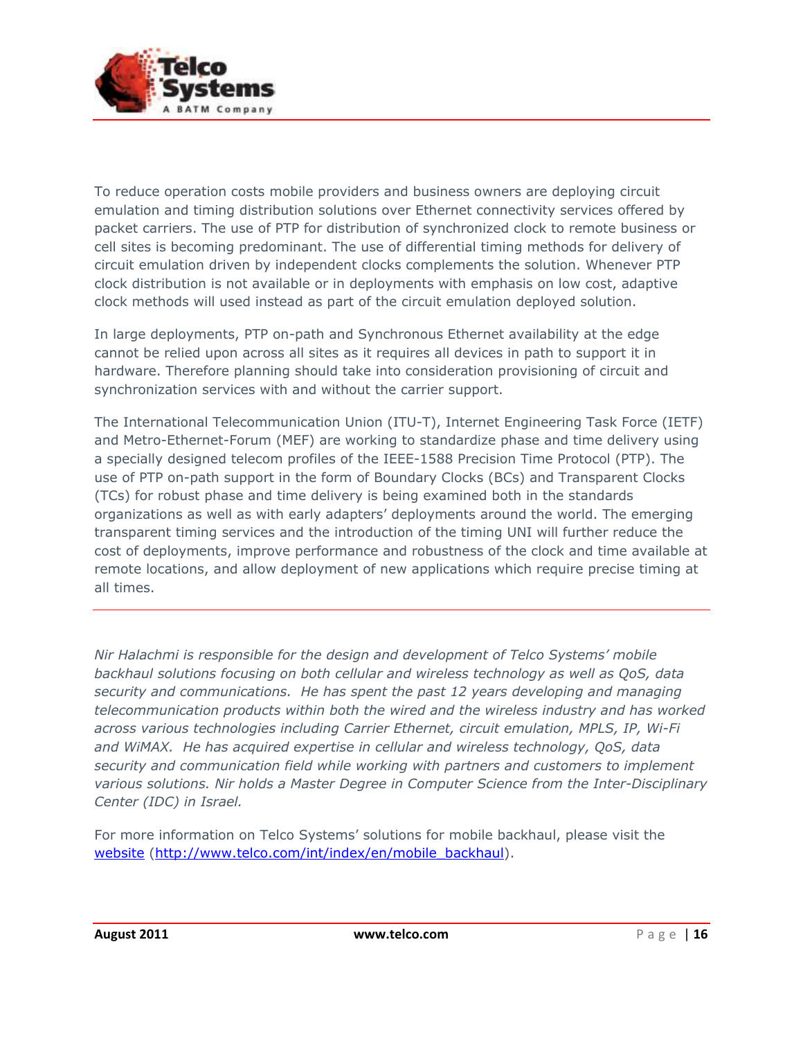To reduce operation costs mobile providers and business owners are deploying circuit emulation and timing distribution solutions over Ethernet connectivity services offered by packet carriers. The use of PTP for distribution of synchronized clock to remote business or cell sites is becoming predominant. The use of differential timing methods for delivery of circuit emulation driven by independent clocks complements the solution. Whenever PTP clock distribution is not available or in deployments with emphasis on low cost, adaptive clock methods will used instead as part of the circuit emulation deployed solution.

In large deployments, PTP on-path and Synchronous Ethernet availability at the edge cannot be relied upon across all sites as it requires all devices in path to support it in hardware. Therefore planning should take into consideration provisioning of circuit and synchronization services with and without the carrier support.

The International Telecommunication Union (ITU-T), Internet Engineering Task Force (IETF) and Metro-Ethernet-Forum (MEF) are working to standardize phase and time delivery using a specially designed telecom profiles of the IEEE-1588 Precision Time Protocol (PTP). The use of PTP on-path support in the form of Boundary Clocks (BCs) and Transparent Clocks (TCs) for robust phase and time delivery is being examined both in the standards organizations as well as with early adapters' deployments around the world. The emerging transparent timing services and the introduction of the timing UNI will further reduce the cost of deployments, improve performance and robustness of the clock and time available at remote locations, and allow deployment of new applications which require precise timing at all times.

---

*Nir Halachmi is responsible for the design and development of Telco Systems' mobile backhaul solutions focusing on both cellular and wireless technology as well as QoS, data security and communications. He has spent the past 12 years developing and managing telecommunication products within both the wired and the wireless industry and has worked across various technologies including Carrier Ethernet, circuit emulation, MPLS, IP, Wi-Fi and WiMAX. He has acquired expertise in cellular and wireless technology, QoS, data security and communication field while working with partners and customers to implement various solutions. Nir holds a Master Degree in Computer Science from the Inter-Disciplinary Center (IDC) in Israel.*

For more information on Telco Systems' solutions for mobile backhaul, please visit the [website](http://www.telco.com/int/index/en/mobile_backhaul) (http://www.telco.com/int/index/en/mobile_backhaul).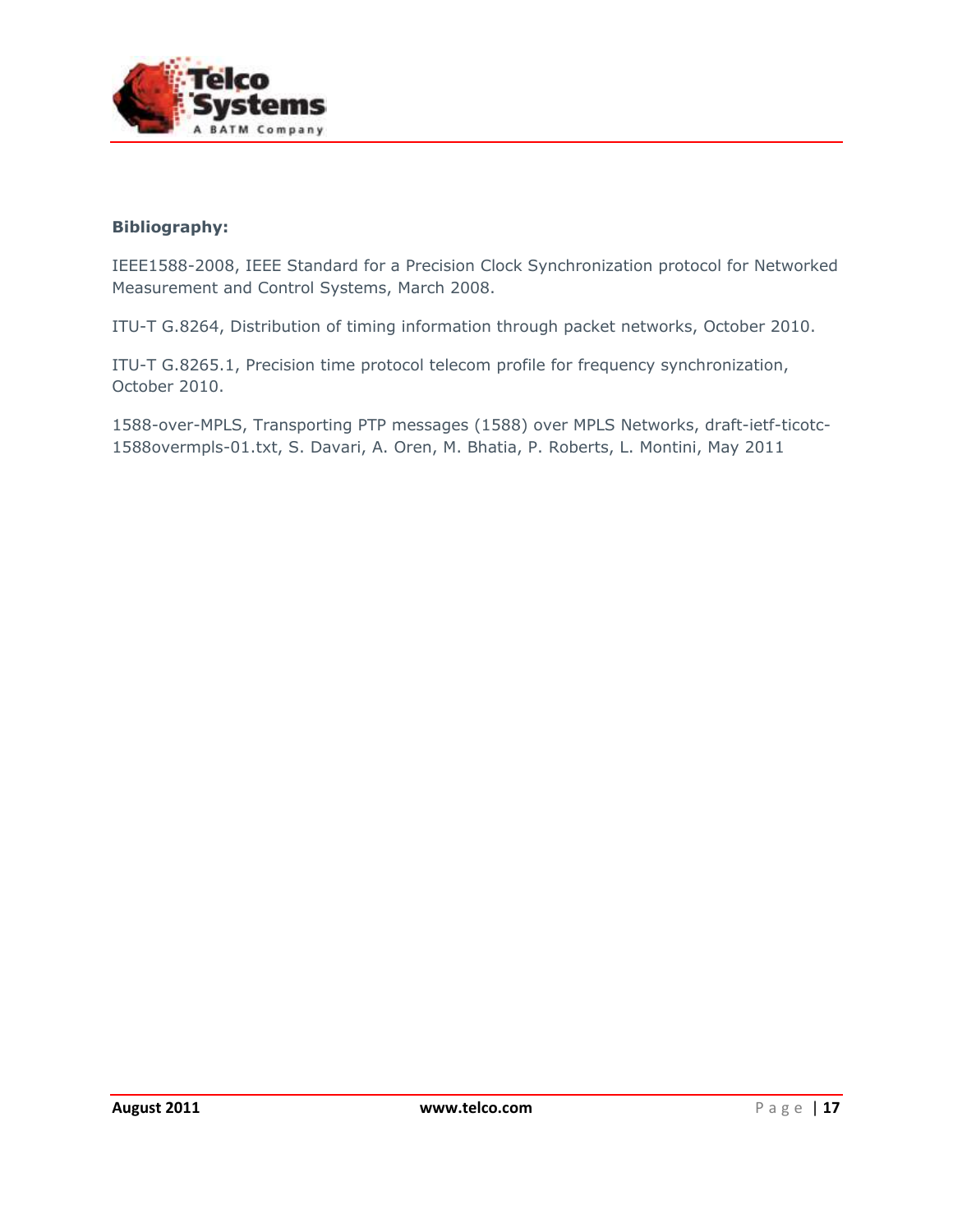**Bibliography:**

IEEE1588-2008, IEEE Standard for a Precision Clock Synchronization protocol for Networked Measurement and Control Systems, March 2008.

ITU-T G.8264, Distribution of timing information through packet networks, October 2010.

ITU-T G.8265.1, Precision time protocol telecom profile for frequency synchronization, October 2010.

1588-over-MPLS, Transporting PTP messages (1588) over MPLS Networks, draft-ietf-ticotc-1588overmpls-01.txt, S. Davari, A. Oren, M. Bhatia, P. Roberts, L. Montini, May 2011